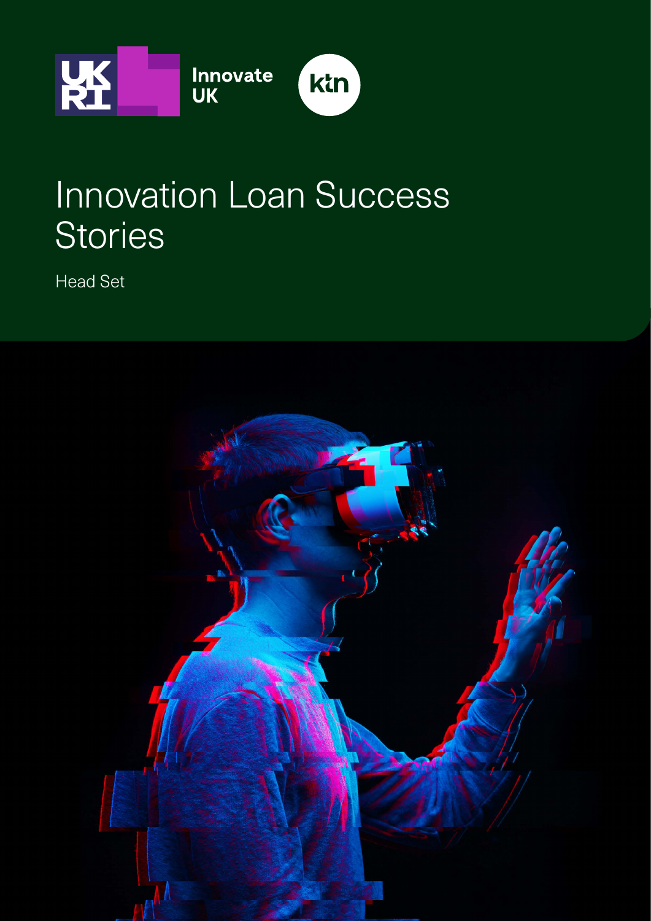UKRI Innovate UK ktn

# Innovation Loan Success Stories

Head Set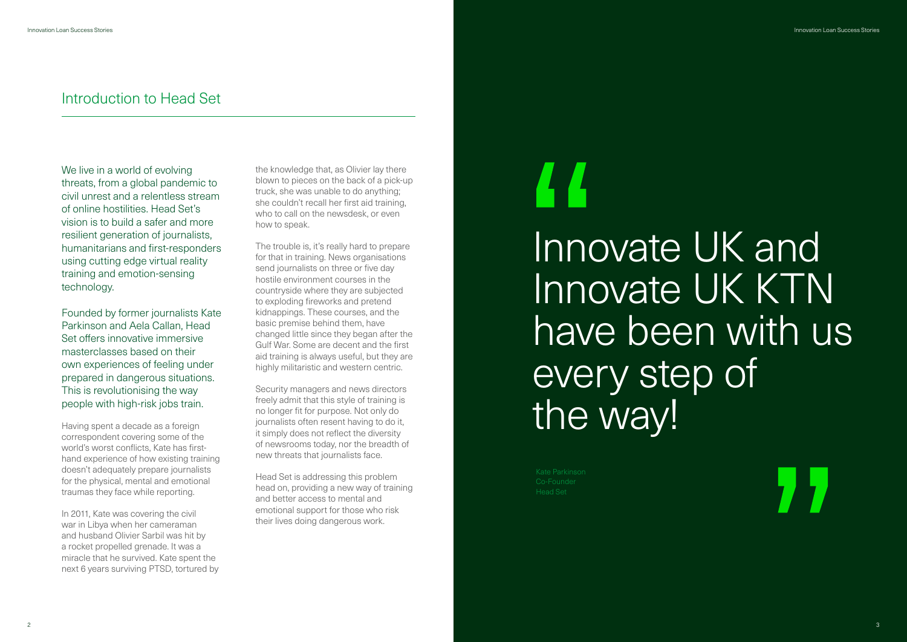## Introduction to Head Set

We live in a world of evolving threats, from a global pandemic to civil unrest and a relentless stream of online hostilities. Head Set's vision is to build a safer and more resilient generation of journalists, humanitarians and first-responders using cutting edge virtual reality training and emotion-sensing technology.

Founded by former journalists Kate Parkinson and Aela Callan, Head Set offers innovative immersive masterclasses based on their own experiences of feeling under prepared in dangerous situations. This is revolutionising the way people with high-risk jobs train.

Having spent a decade as a foreign correspondent covering some of the world's worst conflicts, Kate has first-hand experience of how existing training doesn't adequately prepare journalists for the physical, mental and emotional traumas they face while reporting.

In 2011, Kate was covering the civil war in Libya when her cameraman and husband Olivier Sarbil was hit by a rocket propelled grenade. It was a miracle that he survived. Kate spent the next 6 years surviving PTSD, tortured by the knowledge that, as Olivier lay there blown to pieces on the back of a pick-up truck, she was unable to do anything; she couldn't recall her first aid training, who to call on the newsdesk, or even how to speak.

The trouble is, it's really hard to prepare for that in training. News organisations send journalists on three or five day hostile environment courses in the countryside where they are subjected to exploding fireworks and pretend kidnappings. These courses, and the basic premise behind them, have changed little since they began after the Gulf War. Some are decent and the first aid training is always useful, but they are highly militaristic and western centric.

Security managers and news directors freely admit that this style of training is no longer fit for purpose. Not only do journalists often resent having to do it, it simply does not reflect the diversity of newsrooms today, nor the breadth of new threats that journalists face.

Head Set is addressing this problem head on, providing a new way of training and better access to mental and emotional support for those who risk their lives doing dangerous work.

> "Innovate UK and Innovate UK KTN have been with us every step of the way!"
>
> Kate Parkinson
> Co-Founder
> Head Set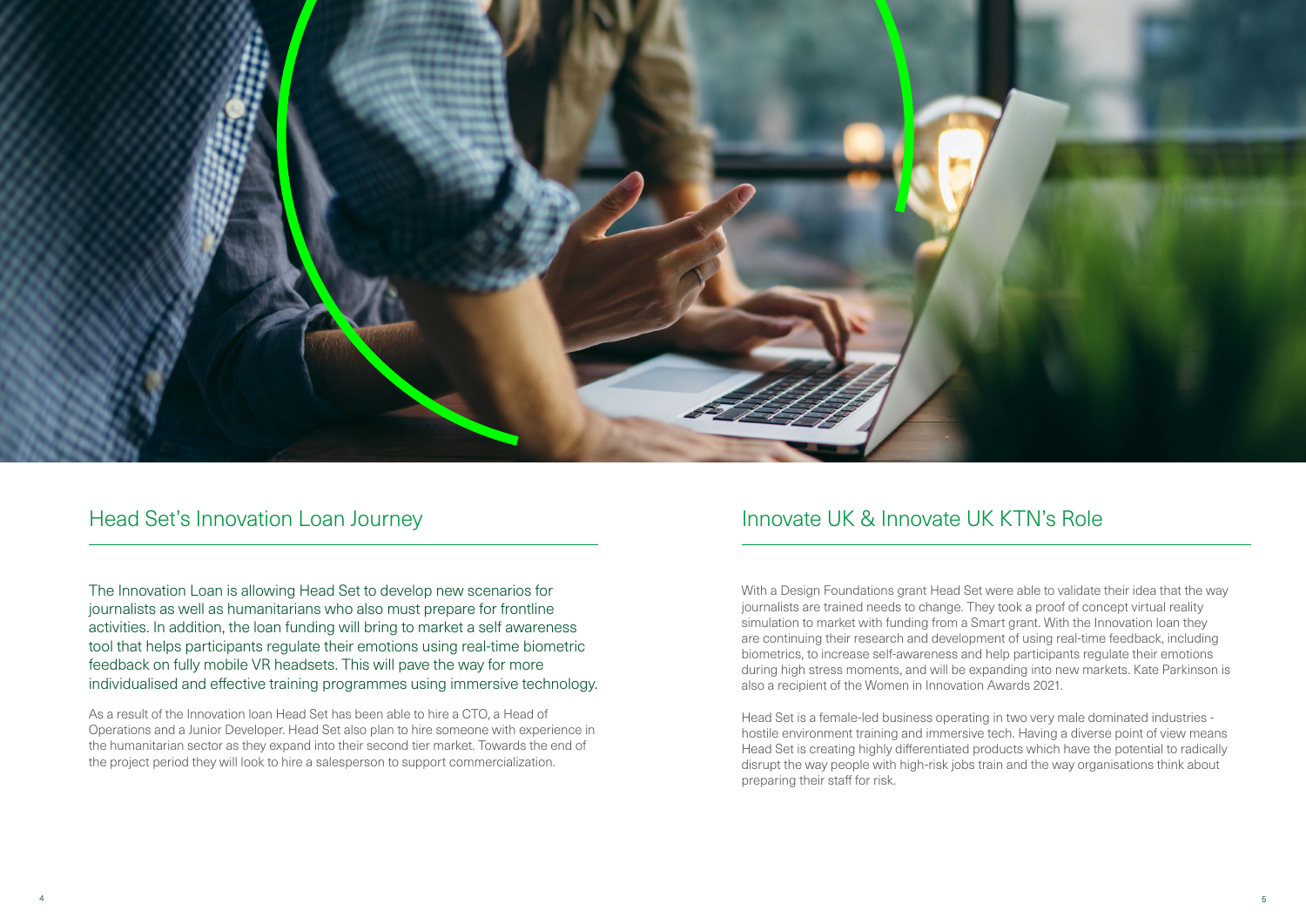## Head Set's Innovation Loan Journey

The Innovation Loan is allowing Head Set to develop new scenarios for journalists as well as humanitarians who also must prepare for frontline activities. In addition, the loan funding will bring to market a self awareness tool that helps participants regulate their emotions using real-time biometric feedback on fully mobile VR headsets. This will pave the way for more individualised and effective training programmes using immersive technology.

As a result of the Innovation loan Head Set has been able to hire a CTO, a Head of Operations and a Junior Developer. Head Set also plan to hire someone with experience in the humanitarian sector as they expand into their second tier market. Towards the end of the project period they will look to hire a salesperson to support commercialization.

## Innovate UK & Innovate UK KTN's Role

With a Design Foundations grant Head Set were able to validate their idea that the way journalists are trained needs to change. They took a proof of concept virtual reality simulation to market with funding from a Smart grant. With the Innovation loan they are continuing their research and development of using real-time feedback, including biometrics, to increase self-awareness and help participants regulate their emotions during high stress moments, and will be expanding into new markets. Kate Parkinson is also a recipient of the Women in Innovation Awards 2021.

Head Set is a female-led business operating in two very male dominated industries - hostile environment training and immersive tech. Having a diverse point of view means Head Set is creating highly differentiated products which have the potential to radically disrupt the way people with high-risk jobs train and the way organisations think about preparing their staff for risk.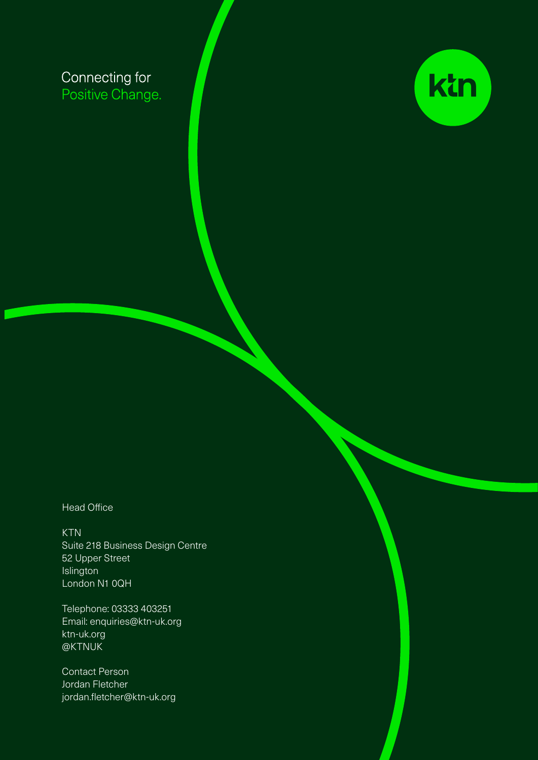Connecting for
Positive Change.

ktn

Head Office

KTN
Suite 218 Business Design Centre
52 Upper Street
Islington
London N1 0QH

Telephone: 03333 403251
Email: enquiries@ktn-uk.org
ktn-uk.org
@KTNUK

Contact Person
Jordan Fletcher
jordan.fletcher@ktn-uk.org